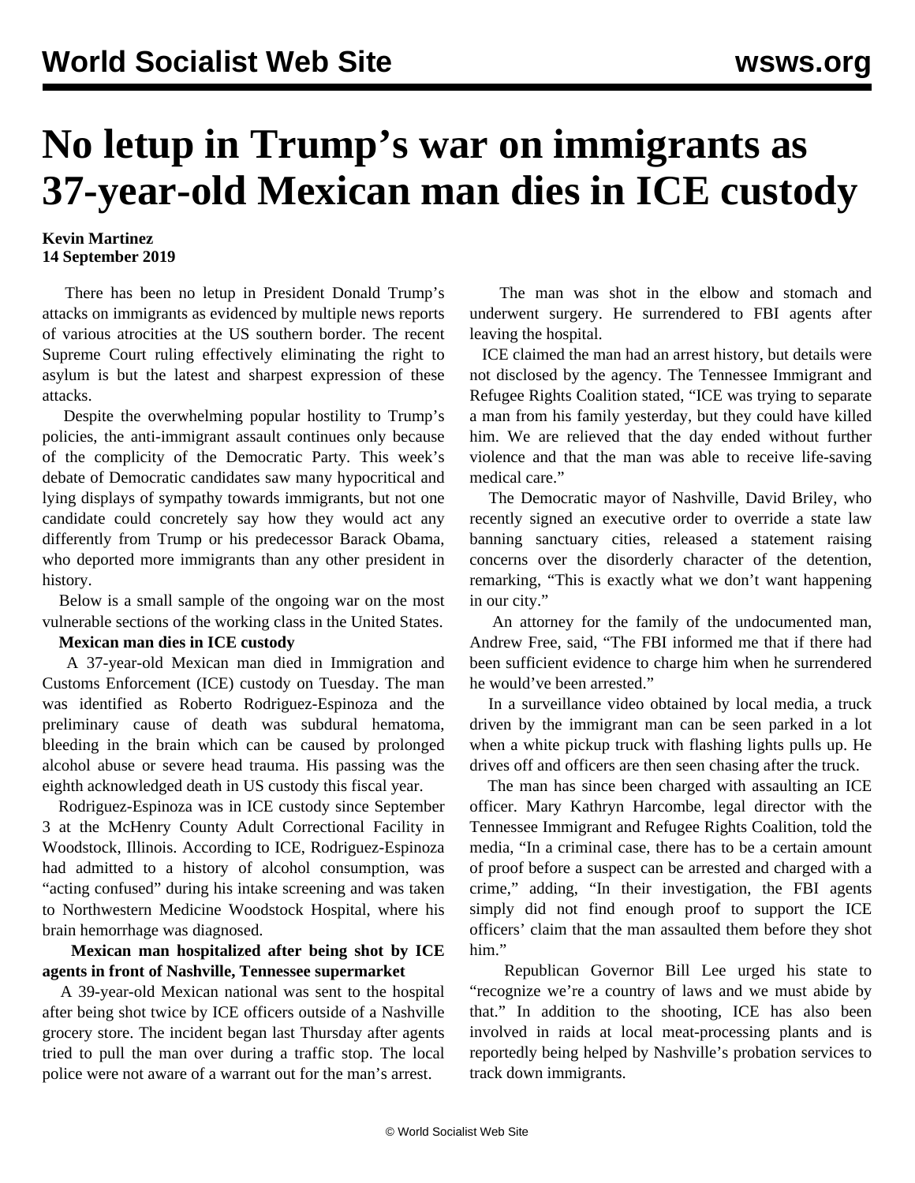# No letup in Trump's war on immigrants as 37-year-old Mexican man dies in ICE custody

**Kevin Martinez**
**14 September 2019**

There has been no letup in President Donald Trump's attacks on immigrants as evidenced by multiple news reports of various atrocities at the US southern border. The recent Supreme Court ruling effectively eliminating the right to asylum is but the latest and sharpest expression of these attacks.

Despite the overwhelming popular hostility to Trump's policies, the anti-immigrant assault continues only because of the complicity of the Democratic Party. This week's debate of Democratic candidates saw many hypocritical and lying displays of sympathy towards immigrants, but not one candidate could concretely say how they would act any differently from Trump or his predecessor Barack Obama, who deported more immigrants than any other president in history.

Below is a small sample of the ongoing war on the most vulnerable sections of the working class in the United States.

**Mexican man dies in ICE custody**

A 37-year-old Mexican man died in Immigration and Customs Enforcement (ICE) custody on Tuesday. The man was identified as Roberto Rodriguez-Espinoza and the preliminary cause of death was subdural hematoma, bleeding in the brain which can be caused by prolonged alcohol abuse or severe head trauma. His passing was the eighth acknowledged death in US custody this fiscal year.

Rodriguez-Espinoza was in ICE custody since September 3 at the McHenry County Adult Correctional Facility in Woodstock, Illinois. According to ICE, Rodriguez-Espinoza had admitted to a history of alcohol consumption, was "acting confused" during his intake screening and was taken to Northwestern Medicine Woodstock Hospital, where his brain hemorrhage was diagnosed.

**Mexican man hospitalized after being shot by ICE agents in front of Nashville, Tennessee supermarket**

A 39-year-old Mexican national was sent to the hospital after being shot twice by ICE officers outside of a Nashville grocery store. The incident began last Thursday after agents tried to pull the man over during a traffic stop. The local police were not aware of a warrant out for the man's arrest.

The man was shot in the elbow and stomach and underwent surgery. He surrendered to FBI agents after leaving the hospital.

ICE claimed the man had an arrest history, but details were not disclosed by the agency. The Tennessee Immigrant and Refugee Rights Coalition stated, "ICE was trying to separate a man from his family yesterday, but they could have killed him. We are relieved that the day ended without further violence and that the man was able to receive life-saving medical care."

The Democratic mayor of Nashville, David Briley, who recently signed an executive order to override a state law banning sanctuary cities, released a statement raising concerns over the disorderly character of the detention, remarking, "This is exactly what we don't want happening in our city."

An attorney for the family of the undocumented man, Andrew Free, said, "The FBI informed me that if there had been sufficient evidence to charge him when he surrendered he would've been arrested."

In a surveillance video obtained by local media, a truck driven by the immigrant man can be seen parked in a lot when a white pickup truck with flashing lights pulls up. He drives off and officers are then seen chasing after the truck.

The man has since been charged with assaulting an ICE officer. Mary Kathryn Harcombe, legal director with the Tennessee Immigrant and Refugee Rights Coalition, told the media, "In a criminal case, there has to be a certain amount of proof before a suspect can be arrested and charged with a crime," adding, "In their investigation, the FBI agents simply did not find enough proof to support the ICE officers' claim that the man assaulted them before they shot him."

Republican Governor Bill Lee urged his state to "recognize we're a country of laws and we must abide by that." In addition to the shooting, ICE has also been involved in raids at local meat-processing plants and is reportedly being helped by Nashville's probation services to track down immigrants.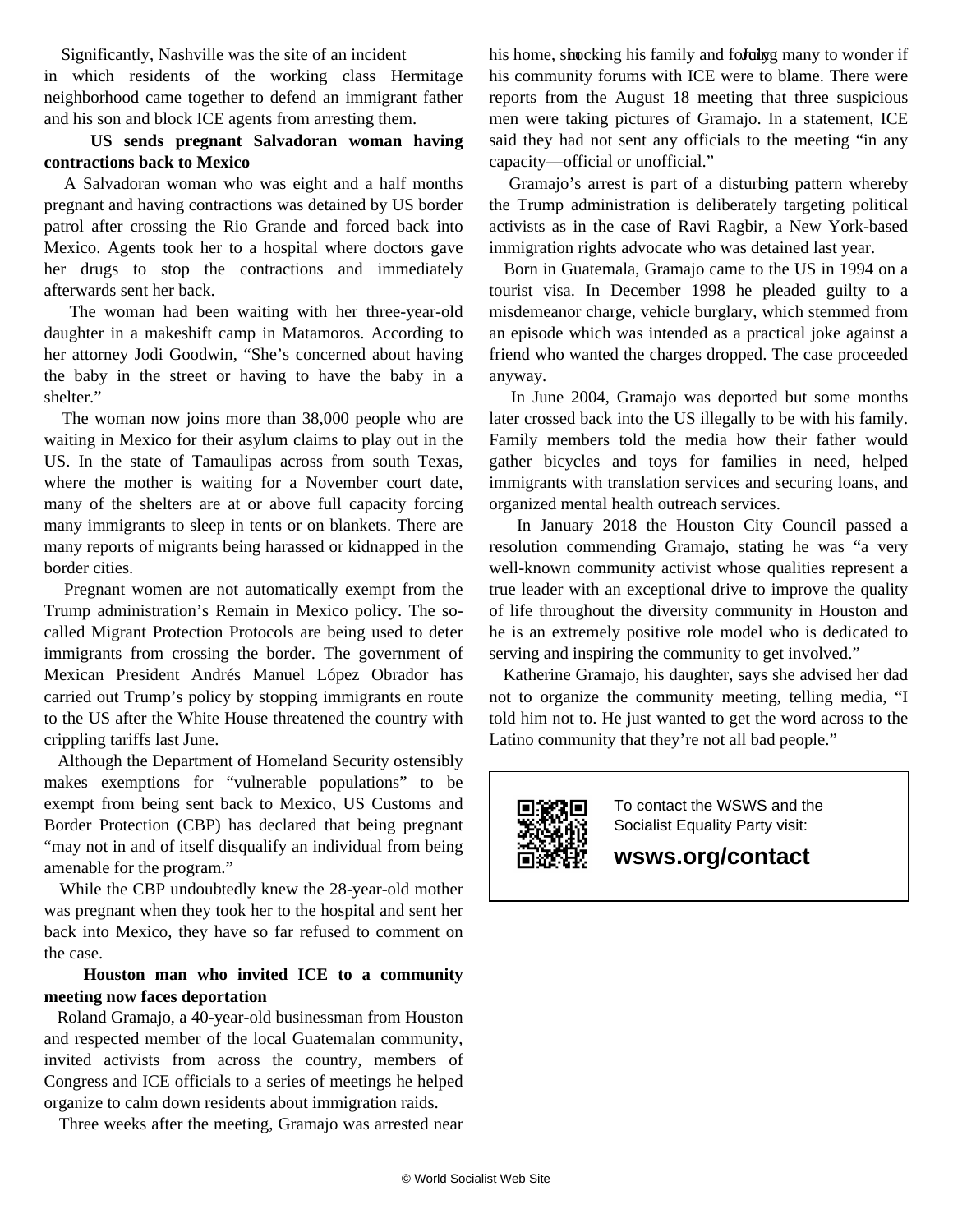Significantly, Nashville was the site of an incident in which residents of the working class Hermitage neighborhood came together to defend an immigrant father and his son and block ICE agents from arresting them.

**US sends pregnant Salvadoran woman having contractions back to Mexico**

A Salvadoran woman who was eight and a half months pregnant and having contractions was detained by US border patrol after crossing the Rio Grande and forced back into Mexico. Agents took her to a hospital where doctors gave her drugs to stop the contractions and immediately afterwards sent her back.

The woman had been waiting with her three-year-old daughter in a makeshift camp in Matamoros. According to her attorney Jodi Goodwin, "She's concerned about having the baby in the street or having to have the baby in a shelter."

The woman now joins more than 38,000 people who are waiting in Mexico for their asylum claims to play out in the US. In the state of Tamaulipas across from south Texas, where the mother is waiting for a November court date, many of the shelters are at or above full capacity forcing many immigrants to sleep in tents or on blankets. There are many reports of migrants being harassed or kidnapped in the border cities.

Pregnant women are not automatically exempt from the Trump administration's Remain in Mexico policy. The so-called Migrant Protection Protocols are being used to deter immigrants from crossing the border. The government of Mexican President Andrés Manuel López Obrador has carried out Trump's policy by stopping immigrants en route to the US after the White House threatened the country with crippling tariffs last June.

Although the Department of Homeland Security ostensibly makes exemptions for "vulnerable populations" to be exempt from being sent back to Mexico, US Customs and Border Protection (CBP) has declared that being pregnant "may not in and of itself disqualify an individual from being amenable for the program."

While the CBP undoubtedly knew the 28-year-old mother was pregnant when they took her to the hospital and sent her back into Mexico, they have so far refused to comment on the case.

**Houston man who invited ICE to a community meeting now faces deportation**

Roland Gramajo, a 40-year-old businessman from Houston and respected member of the local Guatemalan community, invited activists from across the country, members of Congress and ICE officials to a series of meetings he helped organize to calm down residents about immigration raids.

Three weeks after the meeting, Gramajo was arrested near his home, shocking his family and forcing many to wonder if his community forums with ICE were to blame. There were reports from the August 18 meeting that three suspicious men were taking pictures of Gramajo. In a statement, ICE said they had not sent any officials to the meeting "in any capacity—official or unofficial."

Gramajo's arrest is part of a disturbing pattern whereby the Trump administration is deliberately targeting political activists as in the case of Ravi Ragbir, a New York-based immigration rights advocate who was detained last year.

Born in Guatemala, Gramajo came to the US in 1994 on a tourist visa. In December 1998 he pleaded guilty to a misdemeanor charge, vehicle burglary, which stemmed from an episode which was intended as a practical joke against a friend who wanted the charges dropped. The case proceeded anyway.

In June 2004, Gramajo was deported but some months later crossed back into the US illegally to be with his family. Family members told the media how their father would gather bicycles and toys for families in need, helped immigrants with translation services and securing loans, and organized mental health outreach services.

In January 2018 the Houston City Council passed a resolution commending Gramajo, stating he was "a very well-known community activist whose qualities represent a true leader with an exceptional drive to improve the quality of life throughout the diversity community in Houston and he is an extremely positive role model who is dedicated to serving and inspiring the community to get involved."

Katherine Gramajo, his daughter, says she advised her dad not to organize the community meeting, telling media, "I told him not to. He just wanted to get the word across to the Latino community that they're not all bad people."

To contact the WSWS and the Socialist Equality Party visit:

**wsws.org/contact**